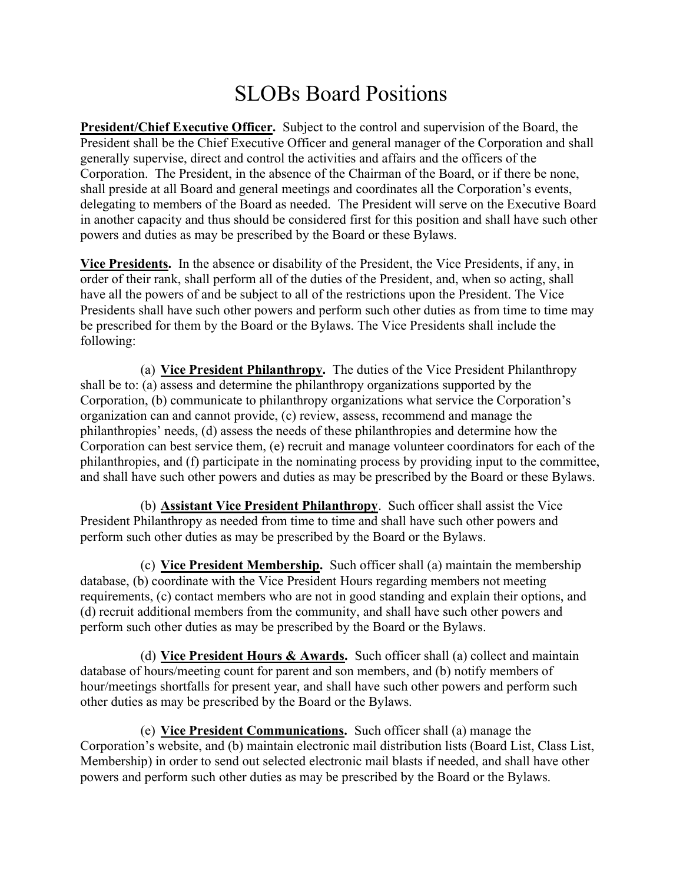# SLOBs Board Positions

**President/Chief Executive Officer.** Subject to the control and supervision of the Board, the President shall be the Chief Executive Officer and general manager of the Corporation and shall generally supervise, direct and control the activities and affairs and the officers of the Corporation. The President, in the absence of the Chairman of the Board, or if there be none, shall preside at all Board and general meetings and coordinates all the Corporation's events, delegating to members of the Board as needed. The President will serve on the Executive Board in another capacity and thus should be considered first for this position and shall have such other powers and duties as may be prescribed by the Board or these Bylaws.

**Vice Presidents.** In the absence or disability of the President, the Vice Presidents, if any, in order of their rank, shall perform all of the duties of the President, and, when so acting, shall have all the powers of and be subject to all of the restrictions upon the President. The Vice Presidents shall have such other powers and perform such other duties as from time to time may be prescribed for them by the Board or the Bylaws. The Vice Presidents shall include the following:

(a) **Vice President Philanthropy.** The duties of the Vice President Philanthropy shall be to: (a) assess and determine the philanthropy organizations supported by the Corporation, (b) communicate to philanthropy organizations what service the Corporation's organization can and cannot provide, (c) review, assess, recommend and manage the philanthropies' needs, (d) assess the needs of these philanthropies and determine how the Corporation can best service them, (e) recruit and manage volunteer coordinators for each of the philanthropies, and (f) participate in the nominating process by providing input to the committee, and shall have such other powers and duties as may be prescribed by the Board or these Bylaws.

(b) **Assistant Vice President Philanthropy**. Such officer shall assist the Vice President Philanthropy as needed from time to time and shall have such other powers and perform such other duties as may be prescribed by the Board or the Bylaws.

(c) **Vice President Membership.** Such officer shall (a) maintain the membership database, (b) coordinate with the Vice President Hours regarding members not meeting requirements, (c) contact members who are not in good standing and explain their options, and (d) recruit additional members from the community, and shall have such other powers and perform such other duties as may be prescribed by the Board or the Bylaws.

(d) **Vice President Hours & Awards.** Such officer shall (a) collect and maintain database of hours/meeting count for parent and son members, and (b) notify members of hour/meetings shortfalls for present year, and shall have such other powers and perform such other duties as may be prescribed by the Board or the Bylaws.

(e) **Vice President Communications.** Such officer shall (a) manage the Corporation's website, and (b) maintain electronic mail distribution lists (Board List, Class List, Membership) in order to send out selected electronic mail blasts if needed, and shall have other powers and perform such other duties as may be prescribed by the Board or the Bylaws.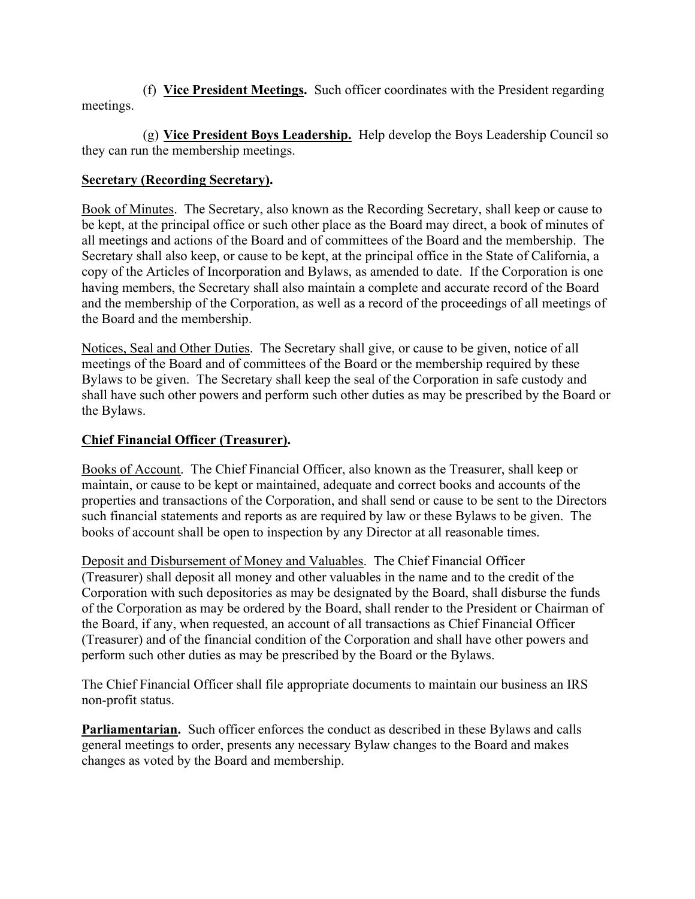(f) **Vice President Meetings.** Such officer coordinates with the President regarding meetings.

(g) **Vice President Boys Leadership.** Help develop the Boys Leadership Council so they can run the membership meetings.

**Secretary (Recording Secretary).**

Book of Minutes. The Secretary, also known as the Recording Secretary, shall keep or cause to be kept, at the principal office or such other place as the Board may direct, a book of minutes of all meetings and actions of the Board and of committees of the Board and the membership. The Secretary shall also keep, or cause to be kept, at the principal office in the State of California, a copy of the Articles of Incorporation and Bylaws, as amended to date. If the Corporation is one having members, the Secretary shall also maintain a complete and accurate record of the Board and the membership of the Corporation, as well as a record of the proceedings of all meetings of the Board and the membership.

Notices, Seal and Other Duties. The Secretary shall give, or cause to be given, notice of all meetings of the Board and of committees of the Board or the membership required by these Bylaws to be given. The Secretary shall keep the seal of the Corporation in safe custody and shall have such other powers and perform such other duties as may be prescribed by the Board or the Bylaws.

**Chief Financial Officer (Treasurer).**

Books of Account. The Chief Financial Officer, also known as the Treasurer, shall keep or maintain, or cause to be kept or maintained, adequate and correct books and accounts of the properties and transactions of the Corporation, and shall send or cause to be sent to the Directors such financial statements and reports as are required by law or these Bylaws to be given. The books of account shall be open to inspection by any Director at all reasonable times.

Deposit and Disbursement of Money and Valuables. The Chief Financial Officer (Treasurer) shall deposit all money and other valuables in the name and to the credit of the Corporation with such depositories as may be designated by the Board, shall disburse the funds of the Corporation as may be ordered by the Board, shall render to the President or Chairman of the Board, if any, when requested, an account of all transactions as Chief Financial Officer (Treasurer) and of the financial condition of the Corporation and shall have other powers and perform such other duties as may be prescribed by the Board or the Bylaws.

The Chief Financial Officer shall file appropriate documents to maintain our business an IRS non-profit status.

**Parliamentarian.** Such officer enforces the conduct as described in these Bylaws and calls general meetings to order, presents any necessary Bylaw changes to the Board and makes changes as voted by the Board and membership.